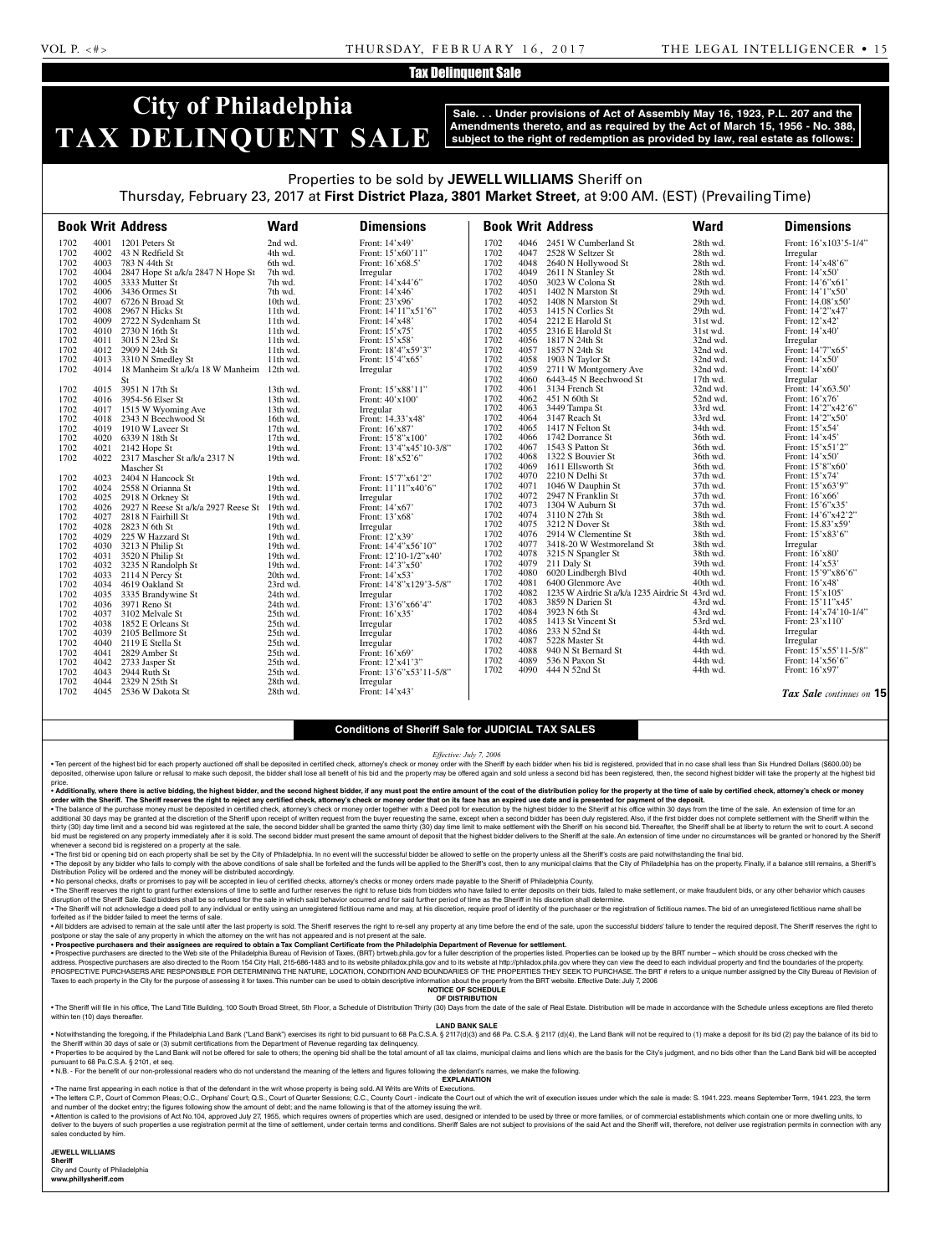## Tax Delinquent Sale

# City of Philadelphia TAX DELINQUENT SALE

**Sale. . . Under provisions of Act of Assembly May 16, 1923, P.L. 207 and the Amendments thereto, and as required by the Act of March 15, 1956 - No. 388, subject to the right of redemption as provided by law, real estate as follows:**

Properties to be sold by **JEWELL WILLIAMS** Sheriff on
Thursday, February 23, 2017 at **First District Plaza, 3801 Market Street**, at 9:00 AM. (EST) (Prevailing Time)

| Book | Writ | Address | Ward | Dimensions |
|---|---|---|---|---|
| 1702 | 4001 | 1201 Peters St | 2nd wd. | Front: 14'x49' |
| 1702 | 4002 | 43 N Redfield St | 4th wd. | Front: 15'x60'11" |
| 1702 | 4003 | 783 N 44th St | 6th wd. | Front: 16'x68.5' |
| 1702 | 4004 | 2847 Hope St a/k/a 2847 N Hope St | 7th wd. | Irregular |
| 1702 | 4005 | 3333 Mutter St | 7th wd. | Front: 14'x44'6" |
| 1702 | 4006 | 3436 Ormes St | 7th wd. | Front: 14'x46' |
| 1702 | 4007 | 6726 N Broad St | 10th wd. | Front: 23'x96' |
| 1702 | 4008 | 2967 N Hicks St | 11th wd. | Front: 14'11"x51'6" |
| 1702 | 4009 | 2722 N Sydenham St | 11th wd. | Front: 14'x48' |
| 1702 | 4010 | 2730 N 16th St | 11th wd. | Front: 15'x75' |
| 1702 | 4011 | 3015 N 23rd St | 11th wd. | Front: 15'x58' |
| 1702 | 4012 | 2909 N 24th St | 11th wd. | Front: 18'4"x59'3" |
| 1702 | 4013 | 3310 N Smedley St | 11th wd. | Front: 15'4"x65' |
| 1702 | 4014 | 18 Manheim St a/k/a 18 W Manheim St | 12th wd. | Irregular |
| 1702 | 4015 | 3951 N 17th St | 13th wd. | Front: 15'x88'11" |
| 1702 | 4016 | 3954-56 Elser St | 13th wd. | Front: 40'x100' |
| 1702 | 4017 | 1515 W Wyoming Ave | 13th wd. | Irregular |
| 1702 | 4018 | 2343 N Beechwood St | 16th wd. | Front: 14.33'x48' |
| 1702 | 4019 | 1910 W Laveer St | 17th wd. | Front: 16'x87' |
| 1702 | 4020 | 6339 N 18th St | 17th wd. | Front: 15'8"x100' |
| 1702 | 4021 | 2142 Hope St | 19th wd. | Front: 13'4"x45'10-3/8" |
| 1702 | 4022 | 2317 Mascher St a/k/a 2317 N Mascher St | 19th wd. | Front: 18'x52'6" |
| 1702 | 4023 | 2404 N Hancock St | 19th wd. | Front: 15'7"x61'2" |
| 1702 | 4024 | 2558 N Orianna St | 19th wd. | Front: 11'11"x40'6" |
| 1702 | 4025 | 2918 N Orkney St | 19th wd. | Irregular |
| 1702 | 4026 | 2927 N Reese St a/k/a 2927 Reese St | 19th wd. | Front: 14'x67' |
| 1702 | 4027 | 2818 N Fairhill St | 19th wd. | Front: 13'x68' |
| 1702 | 4028 | 2823 N 6th St | 19th wd. | Irregular |
| 1702 | 4029 | 225 W Hazzard St | 19th wd. | Front: 12'x39' |
| 1702 | 4030 | 3213 N Philip St | 19th wd. | Front: 14'4"x56'10" |
| 1702 | 4031 | 3520 N Philip St | 19th wd. | Front: 12'10-1/2"x40' |
| 1702 | 4032 | 3235 N Randolph St | 19th wd. | Front: 14'3"x50' |
| 1702 | 4033 | 2114 N Percy St | 20th wd. | Front: 14'x53' |
| 1702 | 4034 | 4619 Oakland St | 23rd wd. | Front: 14'8"x129'3-5/8" |
| 1702 | 4035 | 3335 Brandywine St | 24th wd. | Irregular |
| 1702 | 4036 | 3971 Reno St | 24th wd. | Front: 13'6"x66'4" |
| 1702 | 4037 | 3102 Melvale St | 25th wd. | Front: 16'x35' |
| 1702 | 4038 | 1852 E Orleans St | 25th wd. | Irregular |
| 1702 | 4039 | 2105 Bellmore St | 25th wd. | Irregular |
| 1702 | 4040 | 2119 E Stella St | 25th wd. | Irregular |
| 1702 | 4041 | 2829 Amber St | 25th wd. | Front: 16'x69' |
| 1702 | 4042 | 2733 Jasper St | 25th wd. | Front: 12'x41'3" |
| 1702 | 4043 | 2944 Ruth St | 25th wd. | Front: 13'6"x53'11-5/8" |
| 1702 | 4044 | 2329 N 25th St | 28th wd. | Irregular |
| 1702 | 4045 | 2536 W Dakota St | 28th wd. | Front: 14'x43' |
| 1702 | 4046 | 2451 W Cumberland St | 28th wd. | Front: 16'x103'5-1/4" |
| 1702 | 4047 | 2528 W Seltzer St | 28th wd. | Irregular |
| 1702 | 4048 | 2640 N Hollywood St | 28th wd. | Front: 14'x48'6" |
| 1702 | 4049 | 2611 N Stanley St | 28th wd. | Front: 14'x50' |
| 1702 | 4050 | 3023 W Colona St | 28th wd. | Front: 14'6"x61' |
| 1702 | 4051 | 1402 N Marston St | 29th wd. | Front: 14'1"x50' |
| 1702 | 4052 | 1408 N Marston St | 29th wd. | Front: 14.08'x50' |
| 1702 | 4053 | 1415 N Corlies St | 29th wd. | Front: 14'2"x47' |
| 1702 | 4054 | 2212 E Harold St | 31st wd. | Front: 12'x42' |
| 1702 | 4055 | 2316 E Harold St | 31st wd. | Front: 14'x40' |
| 1702 | 4056 | 1817 N 24th St | 32nd wd. | Irregular |
| 1702 | 4057 | 1857 N 24th St | 32nd wd. | Front: 14'7"x65' |
| 1702 | 4058 | 1903 N Taylor St | 32nd wd. | Front: 14'x50' |
| 1702 | 4059 | 2711 W Montgomery Ave | 32nd wd. | Front: 14'x60' |
| 1702 | 4060 | 6443-45 N Beechwood St | 17th wd. | Irregular |
| 1702 | 4061 | 3134 French St | 32nd wd. | Front: 14'x63.50' |
| 1702 | 4062 | 451 N 60th St | 52nd wd. | Front: 16'x76' |
| 1702 | 4063 | 3449 Tampa St | 33rd wd. | Front: 14'2"x42'6" |
| 1702 | 4064 | 3147 Reach St | 33rd wd. | Front: 14'2"x50' |
| 1702 | 4065 | 1417 N Felton St | 34th wd. | Front: 15'x54' |
| 1702 | 4066 | 1742 Dorrance St | 36th wd. | Front: 14'x45' |
| 1702 | 4067 | 1543 S Patton St | 36th wd. | Front: 15'x51'2" |
| 1702 | 4068 | 1322 S Bouvier St | 36th wd. | Front: 14'x50' |
| 1702 | 4069 | 1611 Ellsworth St | 36th wd. | Front: 15'8"x60' |
| 1702 | 4070 | 2210 N Delhi St | 37th wd. | Front: 15'x74' |
| 1702 | 4071 | 1046 W Dauphin St | 37th wd. | Front: 15'x63'9" |
| 1702 | 4072 | 2947 N Franklin St | 37th wd. | Front: 16'x66' |
| 1702 | 4073 | 1304 W Auburn St | 37th wd. | Front: 15'6"x35' |
| 1702 | 4074 | 3110 N 27th St | 38th wd. | Front: 14'6"x42'2" |
| 1702 | 4075 | 3212 N Dover St | 38th wd. | Front: 15.83'x59' |
| 1702 | 4076 | 2914 W Clementine St | 38th wd. | Front: 15'x83'6" |
| 1702 | 4077 | 3418-20 W Westmoreland St | 38th wd. | Irregular |
| 1702 | 4078 | 3215 N Spangler St | 38th wd. | Front: 16'x80' |
| 1702 | 4079 | 211 Daly St | 39th wd. | Front: 14'x53' |
| 1702 | 4080 | 6020 Lindbergh Blvd | 40th wd. | Front: 15'9"x86'6" |
| 1702 | 4081 | 6400 Glenmore Ave | 40th wd. | Front: 16'x48' |
| 1702 | 4082 | 1235 W Airdrie St a/k/a 1235 Airdrie St | 43rd wd. | Front: 15'x105' |
| 1702 | 4083 | 3859 N Darien St | 43rd wd. | Front: 15'11"x45' |
| 1702 | 4084 | 3923 N 6th St | 43rd wd. | Front: 14'x74'10-1/4" |
| 1702 | 4085 | 1413 St Vincent St | 53rd wd. | Front: 23'x110' |
| 1702 | 4086 | 233 N 52nd St | 44th wd. | Irregular |
| 1702 | 4087 | 5228 Master St | 44th wd. | Irregular |
| 1702 | 4088 | 940 N St Bernard St | 44th wd. | Front: 15'x55'11-5/8" |
| 1702 | 4089 | 536 N Paxon St | 44th wd. | Front: 14'x56'6" |
| 1702 | 4090 | 444 N 52nd St | 44th wd. | Front: 16'x97' |

*Tax Sale continues on* **15**

### Conditions of Sheriff Sale for JUDICIAL TAX SALES

*Effective: July 7, 2006*

• Ten percent of the highest bid for each property auctioned off shall be deposited in certified check, attorney's check or money order with the Sheriff by each bidder when his bid is registered, provided that in no case shall less than Six Hundred Dollars ($600.00) be deposited, otherwise upon failure or refusal to make such deposit, the bidder shall lose all benefit of his bid and the property may be offered again and sold unless a second bid has been registered, then, the second highest bidder will take the property at the highest bid price.

• **Additionally, where there is active bidding, the highest bidder, and the second highest bidder, if any must post the entire amount of the cost of the distribution policy for the property at the time of sale by certified check, attorney's check or money order with the Sheriff. The Sheriff reserves the right to reject any certified check, attorney's check or money order that on its face has an expired use date and is presented for payment of the deposit.**

• The balance of the purchase money must be deposited in certified check, attorney's check or money order together with a Deed poll for execution by the highest bidder to the Sheriff at his office within 30 days from the time of the sale. An extension of time for an additional 30 days may be granted at the discretion of the Sheriff upon receipt of written request from the buyer requesting the same, except when a second bidder has been duly registered. Also, if the first bidder does not complete settlement with the Sheriff within the thirty (30) day time limit and a second bid was registered at the sale, the second bidder shall be granted the same thirty (30) day time limit to make settlement with the Sheriff on his second bid. Thereafter, the Sheriff shall be at liberty to return the writ to court. A second bid must be registered on any property immediately after it is sold. The second bidder must present the same amount of deposit that the highest bidder delivers to the Sheriff at the sale. An extension of time under no circumstances will be granted or honored by the Sheriff whenever a second bid is registered on a property at the sale.

• The first bid or opening bid on each property shall be set by the City of Philadelphia. In no event will the successful bidder be allowed to settle on the property unless all the Sheriff's costs are paid notwithstanding the final bid.

• The deposit by any bidder who fails to comply with the above conditions of sale shall be forfeited and the funds will be applied to the Sheriff's cost, then to any municipal claims that the City of Philadelphia has on the property. Finally, if a balance still remains, a Sheriff's Distribution Policy will be ordered and the money will be distributed accordingly.

• No personal checks, drafts or promises to pay will be accepted in lieu of certified checks, attorney's checks or money orders made payable to the Sheriff of Philadelphia County.

• The Sheriff reserves the right to grant further extensions of time to settle and further reserves the right to refuse bids from bidders who have failed to enter deposits on their bids, failed to make settlement, or make fraudulent bids, or any other behavior which causes disruption of the Sheriff Sale. Said bidders shall be so refused for the sale in which said behavior occurred and for said further period of time as the Sheriff in his discretion shall determine.

• The Sheriff will not acknowledge a deed poll to any individual or entity using an unregistered fictitious name and may, at his discretion, require proof of identity of the purchaser or the registration of fictitious names. The bid of an unregistered fictitious name shall be forfeited as if the bidder failed to meet the terms of sale.

• All bidders are advised to remain at the sale until after the last property is sold. The Sheriff reserves the right to re-sell any property at any time before the end of the sale, upon the successful bidders' failure to tender the required deposit. The Sheriff reserves the right to postpone or stay the sale of any property in which the attorney on the writ has not appeared and is not present at the sale.

• **Prospective purchasers and their assignees are required to obtain a Tax Compliant Certificate from the Philadelphia Department of Revenue for settlement.**

• Prospective purchasers are directed to the Web site of the Philadelphia Bureau of Revision of Taxes, (BRT) brtweb.phila.gov for a fuller description of the properties listed. Properties can be looked up by the BRT number – which should be cross checked with the address. Prospective purchasers are also directed to the Room 154 City Hall, 215-686-1483 and to its website philadox.phila.gov and to its website at http://philadox.phila.gov where they can view the deed to each individual property and find the boundaries of the property. PROSPECTIVE PURCHASERS ARE RESPONSIBLE FOR DETERMINING THE NATURE, LOCATION, CONDITION AND BOUNDARIES OF THE PROPERTIES THEY SEEK TO PURCHASE. The BRT # refers to a unique number assigned by the City Bureau of Revision of Taxes to each property in the City for the purpose of assessing it for taxes. This number can be used to obtain descriptive information about the property from the BRT website. Effective Date: July 7, 2006

**NOTICE OF SCHEDULE OF DISTRIBUTION**

• The Sheriff will file in his office, The Land Title Building, 100 South Broad Street, 5th Floor, a Schedule of Distribution Thirty (30) Days from the date of the sale of Real Estate. Distribution will be made in accordance with the Schedule unless exceptions are filed thereto within ten (10) days thereafter.

**LAND BANK SALE**

• Notwithstanding the foregoing, if the Philadelphia Land Bank ("Land Bank") exercises its right to bid pursuant to 68 Pa.C.S.A. § 2117(d)(3) and 68 Pa. C.S.A. § 2117 (d)(4), the Land Bank will not be required to (1) make a deposit for its bid (2) pay the balance of its bid to the Sheriff within 30 days of sale or (3) submit certifications from the Department of Revenue regarding tax delinquency.

• Properties to be acquired by the Land Bank will not be offered for sale to others; the opening bid shall be the total amount of all tax claims, municipal claims and liens which are the basis for the City's judgment, and no bids other than the Land Bank bid will be accepted pursuant to 68 Pa.C.S.A. § 2101, et seq.

• N.B. - For the benefit of our non-professional readers who do not understand the meaning of the letters and figures following the defendant's names, we make the following.

**EXPLANATION**

• The name first appearing in each notice is that of the defendant in the writ whose property is being sold. All Writs are Writs of Executions.

• The letters C.P., Court of Common Pleas; O.C., Orphans' Court; Q.S., Court of Quarter Sessions; C.C., County Court - indicate the Court out of which the writ of execution issues under which the sale is made: S. 1941. 223. means September Term, 1941. 223, the term and number of the docket entry; the figures following show the amount of debt; and the name following is that of the attorney issuing the writ.

• Attention is called to the provisions of Act No.104, approved July 27, 1955, which requires owners of properties which are used, designed or intended to be used by three or more families, or of commercial establishments which contain one or more dwelling units, to deliver to the buyers of such properties a use registration permit at the time of settlement, under certain terms and conditions. Sheriff Sales are not subject to provisions of the said Act and the Sheriff will, therefore, not deliver use registration permits in connection with any sales conducted by him.

**JEWELL WILLIAMS**
**Sheriff**
City and County of Philadelphia
**www.phillysheriff.com**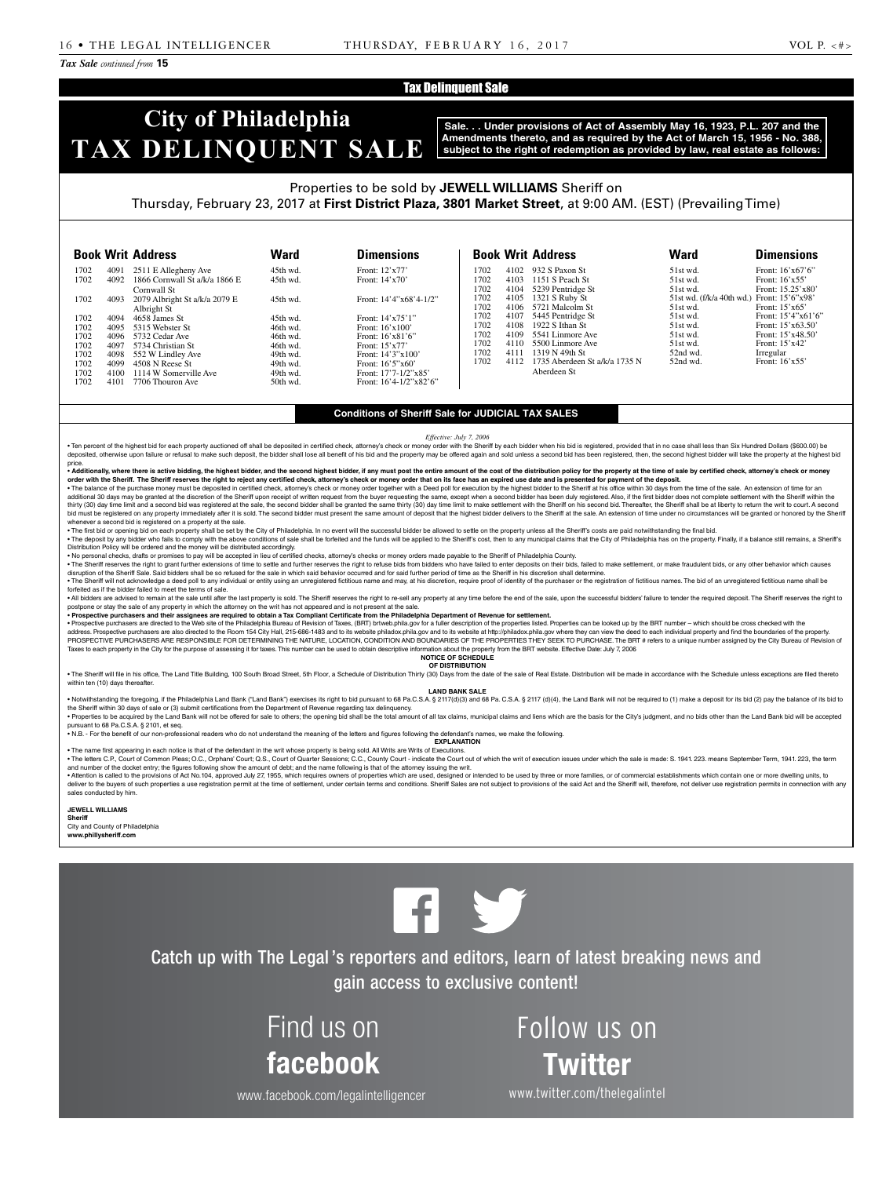*Tax Sale continued from* **15**

**Tax Delinquent Sale**

# City of Philadelphia
# TAX DELINQUENT SALE

**Sale. . . Under provisions of Act of Assembly May 16, 1923, P.L. 207 and the Amendments thereto, and as required by the Act of March 15, 1956 - No. 388, subject to the right of redemption as provided by law, real estate as follows:**

Properties to be sold by **JEWELL WILLIAMS** Sheriff on
Thursday, February 23, 2017 at **First District Plaza, 3801 Market Street**, at 9:00 AM. (EST) (Prevailing Time)

| Book | Writ | Address | Ward | Dimensions |
|---|---|---|---|---|
| 1702 | 4091 | 2511 E Allegheny Ave | 45th wd. | Front: 12'x77' |
| 1702 | 4092 | 1866 Cornwall St a/k/a 1866 E Cornwall St | 45th wd. | Front: 14'x70' |
| 1702 | 4093 | 2079 Albright St a/k/a 2079 E Albright St | 45th wd. | Front: 14'4"x68'4-1/2" |
| 1702 | 4094 | 4658 James St | 45th wd. | Front: 14'x75'1" |
| 1702 | 4095 | 5315 Webster St | 46th wd. | Front: 16'x100' |
| 1702 | 4096 | 5732 Cedar Ave | 46th wd. | Front: 16'x81'6" |
| 1702 | 4097 | 5734 Christian St | 46th wd. | Front: 15'x77' |
| 1702 | 4098 | 552 W Lindley Ave | 49th wd. | Front: 14'3"x100' |
| 1702 | 4099 | 4508 N Reese St | 49th wd. | Front: 16'5"x60' |
| 1702 | 4100 | 1114 W Somerville Ave | 49th wd. | Front: 17'7-1/2"x85' |
| 1702 | 4101 | 7706 Thouron Ave | 50th wd. | Front: 16'4-1/2"x82'6" |
| 1702 | 4102 | 932 S Paxon St | 51st wd. | Front: 16'x67'6" |
| 1702 | 4103 | 1151 S Peach St | 51st wd. | Front: 16'x55' |
| 1702 | 4104 | 5239 Pentridge St | 51st wd. | Front: 15.25'x80' |
| 1702 | 4105 | 1321 S Ruby St | 51st wd. (f/k/a 40th wd.) | Front: 15'6"x98' |
| 1702 | 4106 | 5721 Malcolm St | 51st wd. | Front: 15'x65' |
| 1702 | 4107 | 5445 Pentridge St | 51st wd. | Front: 15'4"x61'6" |
| 1702 | 4108 | 1922 S Ithan St | 51st wd. | Front: 15'x63.50' |
| 1702 | 4109 | 5541 Linmore Ave | 51st wd. | Front: 15'x48.50' |
| 1702 | 4110 | 5500 Linmore Ave | 51st wd. | Front: 15'x42' |
| 1702 | 4111 | 1319 N 49th St | 52nd wd. | Irregular |
| 1702 | 4112 | 1735 Aberdeen St a/k/a 1735 N Aberdeen St | 52nd wd. | Front: 16'x55' |

## Conditions of Sheriff Sale for JUDICIAL TAX SALES

*Effective: July 7, 2006*

• Ten percent of the highest bid for each property auctioned off shall be deposited in certified check, attorney's check or money order with the Sheriff by each bidder when his bid is registered, provided that in no case shall less than Six Hundred Dollars ($600.00) be deposited, otherwise upon failure or refusal to make such deposit, the bidder shall lose all benefit of his bid and the property may be offered again and sold unless a second bid has been registered, then, the second highest bidder will take the property at the highest bid price.

**• Additionally, where there is active bidding, the highest bidder, and the second highest bidder, if any must post the entire amount of the cost of the distribution policy for the property at the time of sale by certified check, attorney's check or money order with the Sheriff. The Sheriff reserves the right to reject any certified check, attorney's check or money order that on its face has an expired use date and is presented for payment of the deposit.**

• The balance of the purchase money must be deposited in certified check, attorney's check or money order together with a Deed poll for execution by the highest bidder to the Sheriff at his office within 30 days from the time of the sale. An extension of time for an additional 30 days may be granted at the discretion of the Sheriff upon receipt of written request from the buyer requesting the same, except when a second bidder has been duly registered. Also, if the first bidder does not complete settlement with the Sheriff within the thirty (30) day time limit and a second bid was registered at the sale, the second bidder shall be granted the same thirty (30) day time limit to make settlement with the Sheriff on his second bid. Thereafter, the Sheriff shall be at liberty to return the writ to court. A second bid must be registered on any property immediately after it is sold. The second bidder must present the same amount of deposit that the highest bidder delivers to the Sheriff at the sale. An extension of time under no circumstances will be granted or honored by the Sheriff whenever a second bid is registered on a property at the sale.

• The first bid or opening bid on each property shall be set by the City of Philadelphia. In no event will the successful bidder be allowed to settle on the property unless all the Sheriff's costs are paid notwithstanding the final bid.

• The deposit by any bidder who fails to comply with the above conditions of sale shall be forfeited and the funds will be applied to the Sheriff's cost, then to any municipal claims that the City of Philadelphia has on the property. Finally, if a balance still remains, a Sheriff's Distribution Policy will be ordered and the money will be distributed accordingly.

• No personal checks, drafts or promises to pay will be accepted in lieu of certified checks, attorney's checks or money orders made payable to the Sheriff of Philadelphia County.

• The Sheriff reserves the right to grant further extensions of time to settle and further reserves the right to refuse bids from bidders who have failed to enter deposits on their bids, failed to make settlement, or make fraudulent bids, or any other behavior which causes disruption of the Sheriff Sale. Said bidders shall be so refused for the sale in which said behavior occurred and for said further period of time as the Sheriff in his discretion shall determine.

• The Sheriff will not acknowledge a deed poll to any individual or entity using an unregistered fictitious name and may, at his discretion, require proof of identity of the purchaser or the registration of fictitious names. The bid of an unregistered fictitious name shall be forfeited as if the bidder failed to meet the terms of sale.

• All bidders are advised to remain at the sale until after the last property is sold. The Sheriff reserves the right to re-sell any property at any time before the end of the sale, upon the successful bidders' failure to tender the required deposit. The Sheriff reserves the right to postpone or stay the sale of any property in which the attorney on the writ has not appeared and is not present at the sale.

**• Prospective purchasers and their assignees are required to obtain a Tax Compliant Certificate from the Philadelphia Department of Revenue for settlement.**

• Prospective purchasers are directed to the Web site of the Philadelphia Bureau of Revision of Taxes, (BRT) brtweb.phila.gov for a fuller description of the properties listed. Properties can be looked up by the BRT number – which should be cross checked with the address. Prospective purchasers are also directed to the Room 154 City Hall, 215-686-1483 and to its website philadox.phila.gov and to its website at http://philadox.phila.gov where they can view the deed to each individual property and find the boundaries of the property. PROSPECTIVE PURCHASERS ARE RESPONSIBLE FOR DETERMINING THE NATURE, LOCATION, CONDITION AND BOUNDARIES OF THE PROPERTIES THEY SEEK TO PURCHASE. The BRT # refers to a unique number assigned by the City Bureau of Revision of Taxes to each property in the City for the purpose of assessing it for taxes. This number can be used to obtain descriptive information about the property from the BRT website. Effective Date: July 7, 2006

**NOTICE OF SCHEDULE OF DISTRIBUTION**

• The Sheriff will file in his office, The Land Title Building, 100 South Broad Street, 5th Floor, a Schedule of Distribution Thirty (30) Days from the date of the sale of Real Estate. Distribution will be made in accordance with the Schedule unless exceptions are filed thereto within ten (10) days thereafter.

**LAND BANK SALE**

• Notwithstanding the foregoing, if the Philadelphia Land Bank ("Land Bank") exercises its right to bid pursuant to 68 Pa.C.S.A. § 2117(d)(3) and 68 Pa. C.S.A. § 2117 (d)(4), the Land Bank will not be required to (1) make a deposit for its bid (2) pay the balance of its bid to the Sheriff within 30 days of sale or (3) submit certifications from the Department of Revenue regarding tax delinquency.

• Properties to be acquired by the Land Bank will not be offered for sale to others; the opening bid shall be the total amount of all tax claims, municipal claims and liens which are the basis for the City's judgment, and no bids other than the Land Bank bid will be accepted pursuant to 68 Pa.C.S.A. § 2101, et seq.

• N.B. - For the benefit of our non-professional readers who do not understand the meaning of the letters and figures following the defendant's names, we make the following.

**EXPLANATION**

• The name first appearing in each notice is that of the defendant in the writ whose property is being sold. All Writs are Writs of Executions.

• The letters C.P., Court of Common Pleas; O.C., Orphans' Court; Q.S., Court of Quarter Sessions; C.C., County Court - indicate the Court out of which the writ of execution issues under which the sale is made: S. 1941. 223. means September Term, 1941. 223, the term and number of the docket entry; the figures following show the amount of debt; and the name following is that of the attorney issuing the writ.

• Attention is called to the provisions of Act No.104, approved July 27, 1955, which requires owners of properties which are used, designed or intended to be used by three or more families, or of commercial establishments which contain one or more dwelling units, to deliver to the buyers of such properties a use registration permit at the time of settlement, under certain terms and conditions. Sheriff Sales are not subject to provisions of the said Act and the Sheriff will, therefore, not deliver use registration permits in connection with any sales conducted by him.

**JEWELL WILLIAMS**
**Sheriff**
City and County of Philadelphia
**www.phillysheriff.com**

Catch up with The Legal's reporters and editors, learn of latest breaking news and gain access to exclusive content!

Find us on **facebook**
www.facebook.com/legalintelligencer

Follow us on **Twitter**
www.twitter.com/thelegalintel